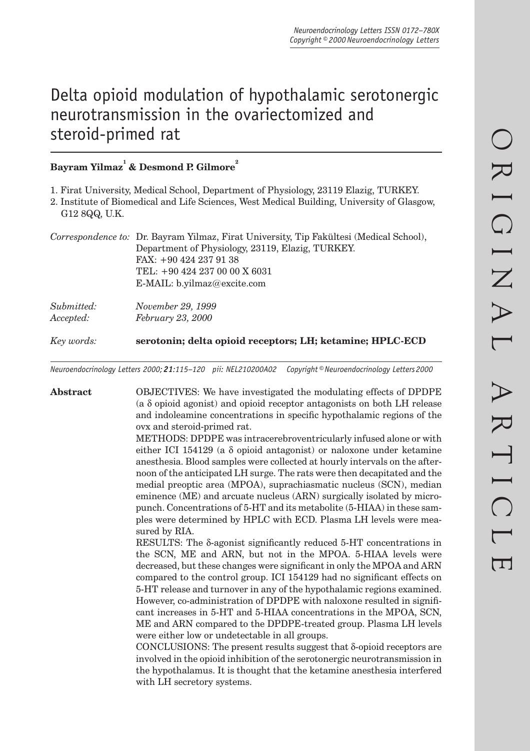# Delta opioid modulation of hypothalamic serotonergic neurotransmission in the ovariectomized and steroid-primed rat

**Bayram Yilmaz[1] & Desmond P. Gilmore[2]**

1. Firat University, Medical School, Department of Physiology, 23119 Elazig, TURKEY.
2. Institute of Biomedical and Life Sciences, West Medical Building, University of Glasgow, G12 8QQ, U.K.

*Correspondence to:* Dr. Bayram Yilmaz, Firat University, Tip Fakültesi (Medical School), Department of Physiology, 23119, Elazig, TURKEY.
FAX: +90 424 237 91 38
TEL: +90 424 237 00 00 X 6031
E-MAIL: b.yilmaz@excite.com

*Submitted:* *November 29, 1999*
*Accepted:* *February 23, 2000*

*Key words:* **serotonin; delta opioid receptors; LH; ketamine; HPLC-ECD**

**Abstract**

OBJECTIVES: We have investigated the modulating effects of DPDPE (a δ opioid agonist) and opioid receptor antagonists on both LH release and indoleamine concentrations in specific hypothalamic regions of the ovx and steroid-primed rat.

METHODS: DPDPE was intracerebroventricularly infused alone or with either ICI 154129 (a δ opioid antagonist) or naloxone under ketamine anesthesia. Blood samples were collected at hourly intervals on the afternoon of the anticipated LH surge. The rats were then decapitated and the medial preoptic area (MPOA), suprachiasmatic nucleus (SCN), median eminence (ME) and arcuate nucleus (ARN) surgically isolated by micropunch. Concentrations of 5-HT and its metabolite (5-HIAA) in these samples were determined by HPLC with ECD. Plasma LH levels were measured by RIA.

RESULTS: The δ-agonist significantly reduced 5-HT concentrations in the SCN, ME and ARN, but not in the MPOA. 5-HIAA levels were decreased, but these changes were significant in only the MPOA and ARN compared to the control group. ICI 154129 had no significant effects on 5-HT release and turnover in any of the hypothalamic regions examined. However, co-administration of DPDPE with naloxone resulted in significant increases in 5-HT and 5-HIAA concentrations in the MPOA, SCN, ME and ARN compared to the DPDPE-treated group. Plasma LH levels were either low or undetectable in all groups.

CONCLUSIONS: The present results suggest that δ-opioid receptors are involved in the opioid inhibition of the serotonergic neurotransmission in the hypothalamus. It is thought that the ketamine anesthesia interfered with LH secretory systems.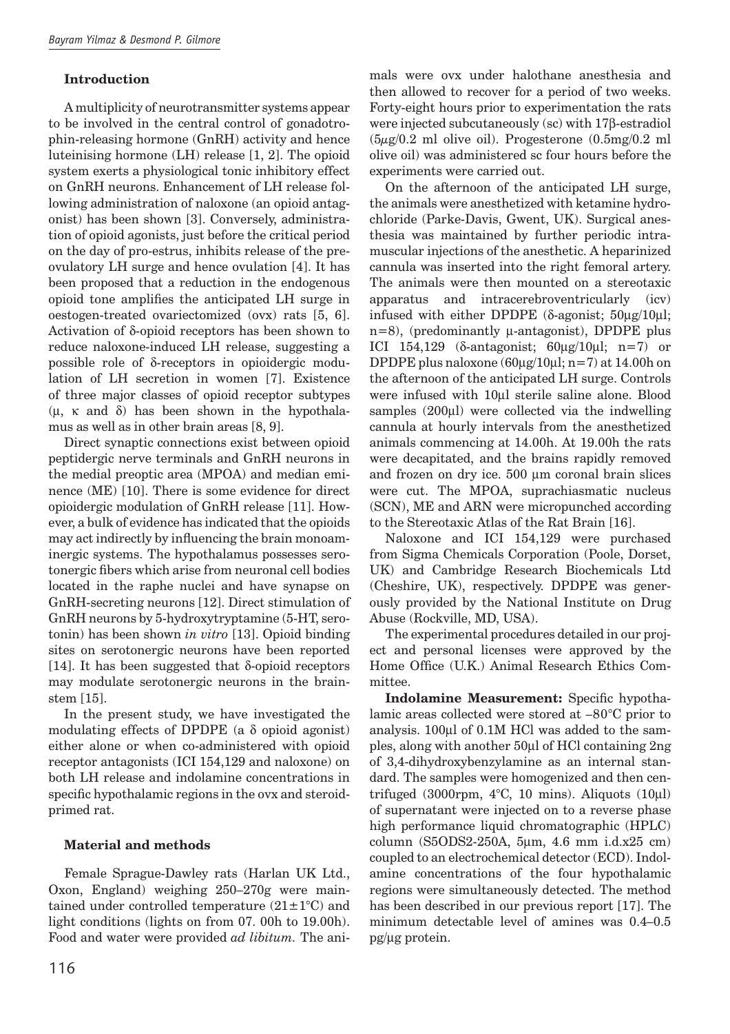## Introduction

A multiplicity of neurotransmitter systems appear to be involved in the central control of gonadotrophin-releasing hormone (GnRH) activity and hence luteinising hormone (LH) release [1, 2]. The opioid system exerts a physiological tonic inhibitory effect on GnRH neurons. Enhancement of LH release following administration of naloxone (an opioid antagonist) has been shown [3]. Conversely, administration of opioid agonists, just before the critical period on the day of pro-estrus, inhibits release of the preovulatory LH surge and hence ovulation [4]. It has been proposed that a reduction in the endogenous opioid tone amplifies the anticipated LH surge in oestogen-treated ovariectomized (ovx) rats [5, 6]. Activation of δ-opioid receptors has been shown to reduce naloxone-induced LH release, suggesting a possible role of δ-receptors in opioidergic modulation of LH secretion in women [7]. Existence of three major classes of opioid receptor subtypes (μ, κ and δ) has been shown in the hypothalamus as well as in other brain areas [8, 9].

Direct synaptic connections exist between opioid peptidergic nerve terminals and GnRH neurons in the medial preoptic area (MPOA) and median eminence (ME) [10]. There is some evidence for direct opioidergic modulation of GnRH release [11]. However, a bulk of evidence has indicated that the opioids may act indirectly by influencing the brain monoaminergic systems. The hypothalamus possesses serotonergic fibers which arise from neuronal cell bodies located in the raphe nuclei and have synapse on GnRH-secreting neurons [12]. Direct stimulation of GnRH neurons by 5-hydroxytryptamine (5-HT, serotonin) has been shown *in vitro* [13]. Opioid binding sites on serotonergic neurons have been reported [14]. It has been suggested that δ-opioid receptors may modulate serotonergic neurons in the brainstem [15].

In the present study, we have investigated the modulating effects of DPDPE (a δ opioid agonist) either alone or when co-administered with opioid receptor antagonists (ICI 154,129 and naloxone) on both LH release and indolamine concentrations in specific hypothalamic regions in the ovx and steroid-primed rat.

## Material and methods

Female Sprague-Dawley rats (Harlan UK Ltd., Oxon, England) weighing 250–270g were maintained under controlled temperature (21±1°C) and light conditions (lights on from 07. 00h to 19.00h). Food and water were provided *ad libitum*. The animals were ovx under halothane anesthesia and then allowed to recover for a period of two weeks. Forty-eight hours prior to experimentation the rats were injected subcutaneously (sc) with 17β-estradiol (5μg/0.2 ml olive oil). Progesterone (0.5mg/0.2 ml olive oil) was administered sc four hours before the experiments were carried out.

On the afternoon of the anticipated LH surge, the animals were anesthetized with ketamine hydrochloride (Parke-Davis, Gwent, UK). Surgical anesthesia was maintained by further periodic intramuscular injections of the anesthetic. A heparinized cannula was inserted into the right femoral artery. The animals were then mounted on a stereotaxic apparatus and intracerebroventricularly (icv) infused with either DPDPE (δ-agonist; 50μg/10μl; n=8), (predominantly μ-antagonist), DPDPE plus ICI 154,129 (δ-antagonist; 60μg/10μl; n=7) or DPDPE plus naloxone (60μg/10μl; n=7) at 14.00h on the afternoon of the anticipated LH surge. Controls were infused with 10μl sterile saline alone. Blood samples (200μl) were collected via the indwelling cannula at hourly intervals from the anesthetized animals commencing at 14.00h. At 19.00h the rats were decapitated, and the brains rapidly removed and frozen on dry ice. 500 μm coronal brain slices were cut. The MPOA, suprachiasmatic nucleus (SCN), ME and ARN were micropunched according to the Stereotaxic Atlas of the Rat Brain [16].

Naloxone and ICI 154,129 were purchased from Sigma Chemicals Corporation (Poole, Dorset, UK) and Cambridge Research Biochemicals Ltd (Cheshire, UK), respectively. DPDPE was generously provided by the National Institute on Drug Abuse (Rockville, MD, USA).

The experimental procedures detailed in our project and personal licenses were approved by the Home Office (U.K.) Animal Research Ethics Committee.

**Indolamine Measurement:** Specific hypothalamic areas collected were stored at –80°C prior to analysis. 100μl of 0.1M HCl was added to the samples, along with another 50μl of HCl containing 2ng of 3,4-dihydroxybenzylamine as an internal standard. The samples were homogenized and then centrifuged (3000rpm, 4°C, 10 mins). Aliquots (10μl) of supernatant were injected on to a reverse phase high performance liquid chromatographic (HPLC) column (S5ODS2-250A, 5μm, 4.6 mm i.d.x25 cm) coupled to an electrochemical detector (ECD). Indolamine concentrations of the four hypothalamic regions were simultaneously detected. The method has been described in our previous report [17]. The minimum detectable level of amines was 0.4–0.5 pg/μg protein.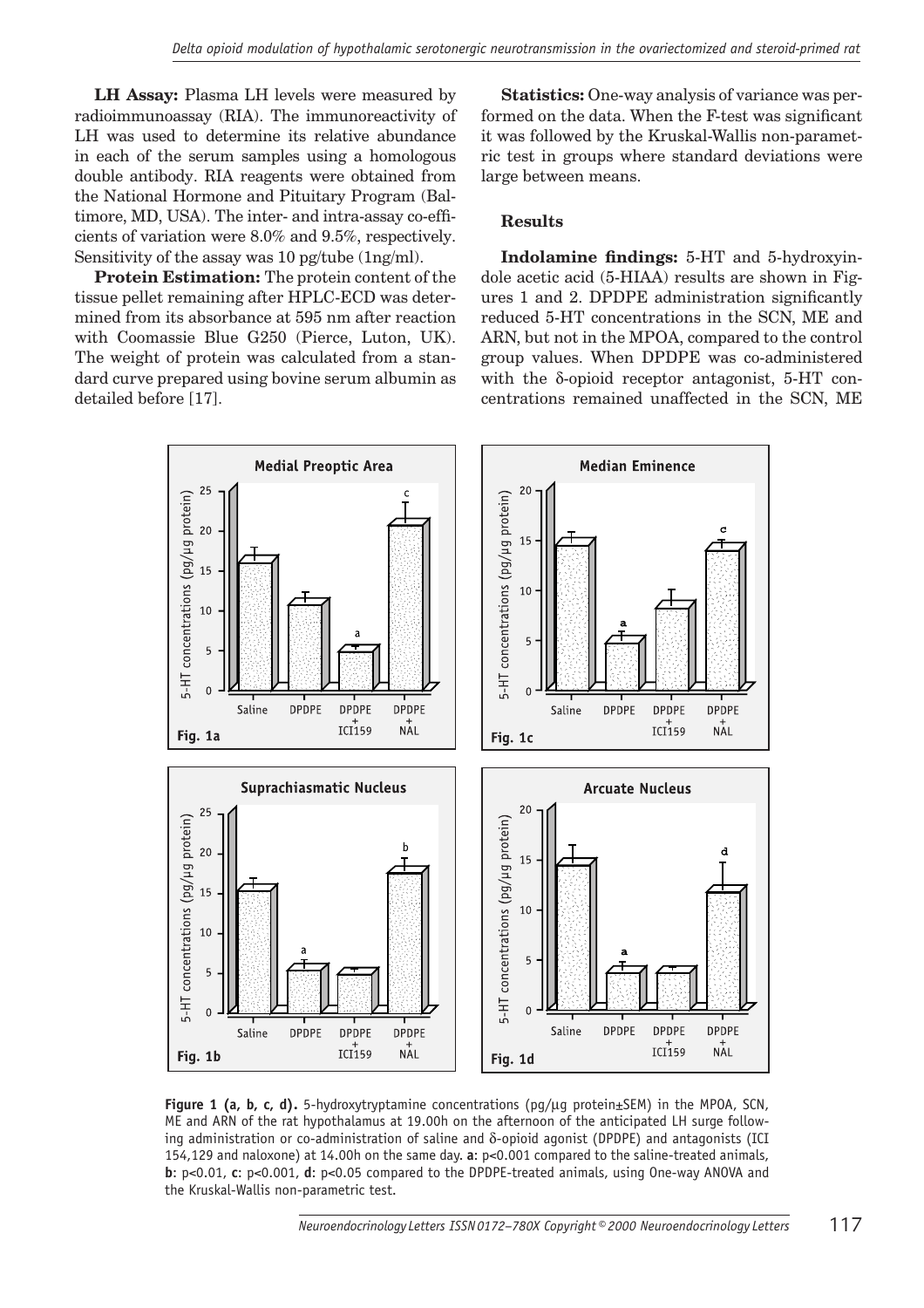**LH Assay:** Plasma LH levels were measured by radioimmunoassay (RIA). The immunoreactivity of LH was used to determine its relative abundance in each of the serum samples using a homologous double antibody. RIA reagents were obtained from the National Hormone and Pituitary Program (Baltimore, MD, USA). The inter- and intra-assay co-efficients of variation were 8.0% and 9.5%, respectively. Sensitivity of the assay was 10 pg/tube (1ng/ml).

**Protein Estimation:** The protein content of the tissue pellet remaining after HPLC-ECD was determined from its absorbance at 595 nm after reaction with Coomassie Blue G250 (Pierce, Luton, UK). The weight of protein was calculated from a standard curve prepared using bovine serum albumin as detailed before [17].

**Statistics:** One-way analysis of variance was performed on the data. When the F-test was significant it was followed by the Kruskal-Wallis non-parametric test in groups where standard deviations were large between means.

### Results

**Indolamine findings:** 5-HT and 5-hydroxyindole acetic acid (5-HIAA) results are shown in Figures 1 and 2. DPDPE administration significantly reduced 5-HT concentrations in the SCN, ME and ARN, but not in the MPOA, compared to the control group values. When DPDPE was co-administered with the δ-opioid receptor antagonist, 5-HT concentrations remained unaffected in the SCN, ME

**Figure 1 (a, b, c, d).** 5-hydroxytryptamine concentrations (pg/μg protein±SEM) in the MPOA, SCN, ME and ARN of the rat hypothalamus at 19.00h on the afternoon of the anticipated LH surge following administration or co-administration of saline and δ-opioid agonist (DPDPE) and antagonists (ICI 154,129 and naloxone) at 14.00h on the same day. **a**: $p<0.001$ compared to the saline-treated animals, **b**: $p<0.01$, **c**: $p<0.001$, **d**: $p<0.05$ compared to the DPDPE-treated animals, using One-way ANOVA and the Kruskal-Wallis non-parametric test.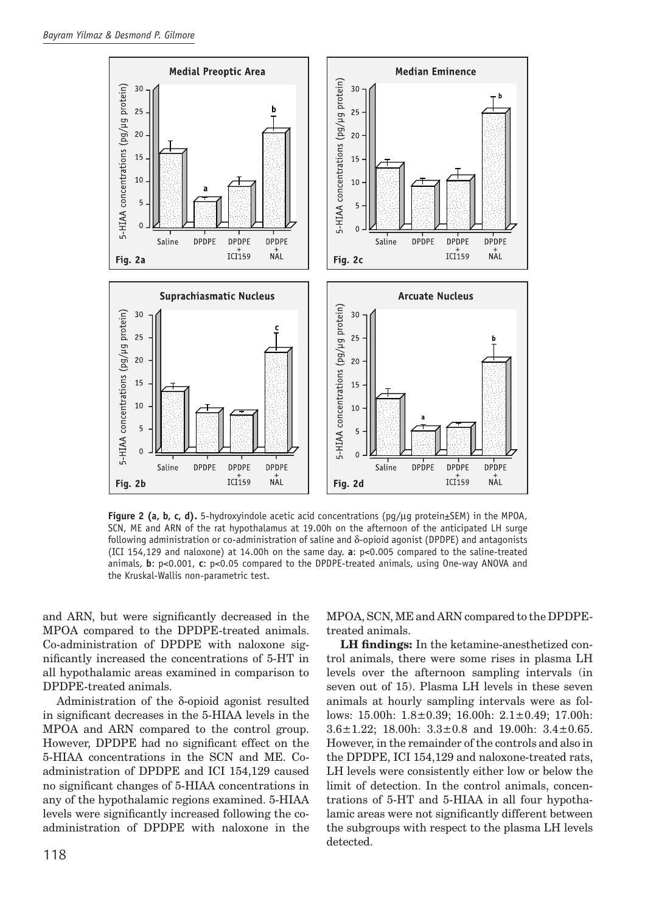Figure 2 (a, b, c, d). 5-hydroxyindole acetic acid concentrations (pg/µg protein±SEM) in the MPOA, SCN, ME and ARN of the rat hypothalamus at 19.00h on the afternoon of the anticipated LH surge following administration or co-administration of saline and δ-opioid agonist (DPDPE) and antagonists (ICI 154,129 and naloxone) at 14.00h on the same day. **a**: p<0.005 compared to the saline-treated animals, **b**: p<0.001, **c**: p<0.05 compared to the DPDPE-treated animals, using One-way ANOVA and the Kruskal-Wallis non-parametric test.

and ARN, but were significantly decreased in the MPOA compared to the DPDPE-treated animals. Co-administration of DPDPE with naloxone significantly increased the concentrations of 5-HT in all hypothalamic areas examined in comparison to DPDPE-treated animals.

Administration of the δ-opioid agonist resulted in significant decreases in the 5-HIAA levels in the MPOA and ARN compared to the control group. However, DPDPE had no significant effect on the 5-HIAA concentrations in the SCN and ME. Co-administration of DPDPE and ICI 154,129 caused no significant changes of 5-HIAA concentrations in any of the hypothalamic regions examined. 5-HIAA levels were significantly increased following the co-administration of DPDPE with naloxone in the MPOA, SCN, ME and ARN compared to the DPDPE-treated animals.

**LH findings:** In the ketamine-anesthetized control animals, there were some rises in plasma LH levels over the afternoon sampling intervals (in seven out of 15). Plasma LH levels in these seven animals at hourly sampling intervals were as follows: 15.00h: 1.8±0.39; 16.00h: 2.1±0.49; 17.00h: 3.6±1.22; 18.00h: 3.3±0.8 and 19.00h: 3.4±0.65. However, in the remainder of the controls and also in the DPDPE, ICI 154,129 and naloxone-treated rats, LH levels were consistently either low or below the limit of detection. In the control animals, concentrations of 5-HT and 5-HIAA in all four hypothalamic areas were not significantly different between the subgroups with respect to the plasma LH levels detected.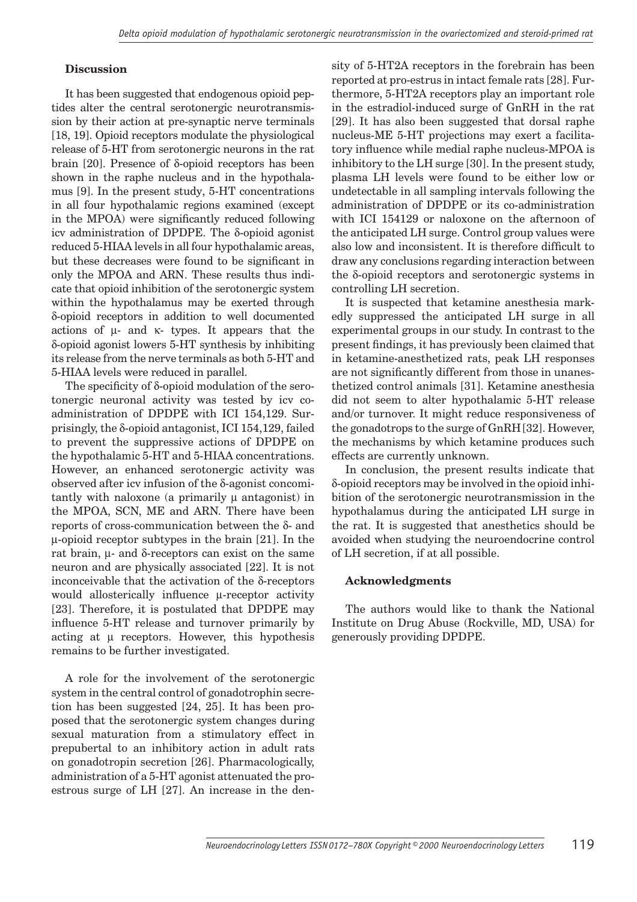## Discussion

It has been suggested that endogenous opioid peptides alter the central serotonergic neurotransmission by their action at pre-synaptic nerve terminals [18, 19]. Opioid receptors modulate the physiological release of 5-HT from serotonergic neurons in the rat brain [20]. Presence of δ-opioid receptors has been shown in the raphe nucleus and in the hypothalamus [9]. In the present study, 5-HT concentrations in all four hypothalamic regions examined (except in the MPOA) were significantly reduced following icv administration of DPDPE. The δ-opioid agonist reduced 5-HIAA levels in all four hypothalamic areas, but these decreases were found to be significant in only the MPOA and ARN. These results thus indicate that opioid inhibition of the serotonergic system within the hypothalamus may be exerted through δ-opioid receptors in addition to well documented actions of μ- and κ- types. It appears that the δ-opioid agonist lowers 5-HT synthesis by inhibiting its release from the nerve terminals as both 5-HT and 5-HIAA levels were reduced in parallel.

The specificity of δ-opioid modulation of the serotonergic neuronal activity was tested by icv co-administration of DPDPE with ICI 154,129. Surprisingly, the δ-opioid antagonist, ICI 154,129, failed to prevent the suppressive actions of DPDPE on the hypothalamic 5-HT and 5-HIAA concentrations. However, an enhanced serotonergic activity was observed after icv infusion of the δ-agonist concomitantly with naloxone (a primarily μ antagonist) in the MPOA, SCN, ME and ARN. There have been reports of cross-communication between the δ- and μ-opioid receptor subtypes in the brain [21]. In the rat brain, μ- and δ-receptors can exist on the same neuron and are physically associated [22]. It is not inconceivable that the activation of the δ-receptors would allosterically influence μ-receptor activity [23]. Therefore, it is postulated that DPDPE may influence 5-HT release and turnover primarily by acting at μ receptors. However, this hypothesis remains to be further investigated.

A role for the involvement of the serotonergic system in the central control of gonadotrophin secretion has been suggested [24, 25]. It has been proposed that the serotonergic system changes during sexual maturation from a stimulatory effect in prepubertal to an inhibitory action in adult rats on gonadotropin secretion [26]. Pharmacologically, administration of a 5-HT agonist attenuated the proestrous surge of LH [27]. An increase in the density of 5-HT2A receptors in the forebrain has been reported at pro-estrus in intact female rats [28]. Furthermore, 5-HT2A receptors play an important role in the estradiol-induced surge of GnRH in the rat [29]. It has also been suggested that dorsal raphe nucleus-ME 5-HT projections may exert a facilitatory influence while medial raphe nucleus-MPOA is inhibitory to the LH surge [30]. In the present study, plasma LH levels were found to be either low or undetectable in all sampling intervals following the administration of DPDPE or its co-administration with ICI 154129 or naloxone on the afternoon of the anticipated LH surge. Control group values were also low and inconsistent. It is therefore difficult to draw any conclusions regarding interaction between the δ-opioid receptors and serotonergic systems in controlling LH secretion.

It is suspected that ketamine anesthesia markedly suppressed the anticipated LH surge in all experimental groups in our study. In contrast to the present findings, it has previously been claimed that in ketamine-anesthetized rats, peak LH responses are not significantly different from those in unanesthetized control animals [31]. Ketamine anesthesia did not seem to alter hypothalamic 5-HT release and/or turnover. It might reduce responsiveness of the gonadotrops to the surge of GnRH [32]. However, the mechanisms by which ketamine produces such effects are currently unknown.

In conclusion, the present results indicate that δ-opioid receptors may be involved in the opioid inhibition of the serotonergic neurotransmission in the hypothalamus during the anticipated LH surge in the rat. It is suggested that anesthetics should be avoided when studying the neuroendocrine control of LH secretion, if at all possible.

## Acknowledgments

The authors would like to thank the National Institute on Drug Abuse (Rockville, MD, USA) for generously providing DPDPE.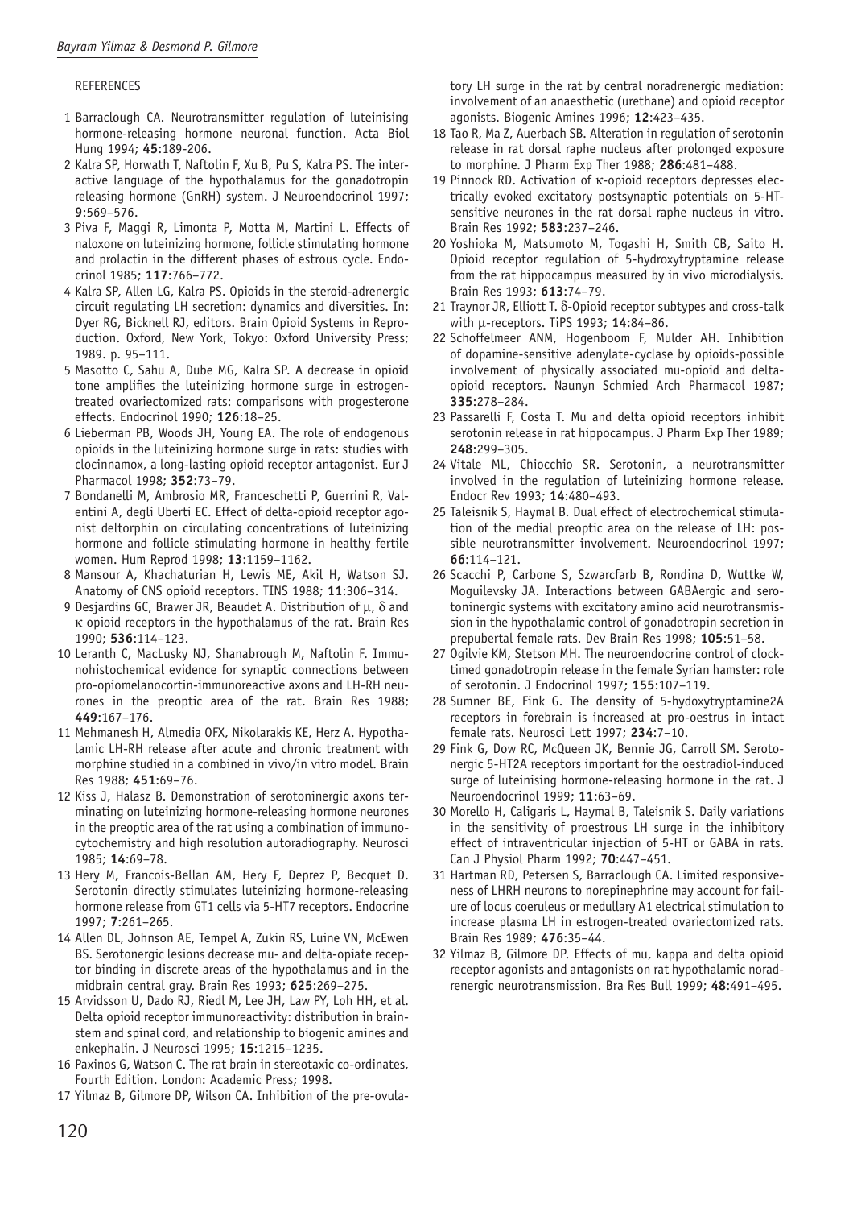REFERENCES

1 Barraclough CA. Neurotransmitter regulation of luteinising hormone-releasing hormone neuronal function. Acta Biol Hung 1994; **45**:189-206.

2 Kalra SP, Horwath T, Naftolin F, Xu B, Pu S, Kalra PS. The interactive language of the hypothalamus for the gonadotropin releasing hormone (GnRH) system. J Neuroendocrinol 1997; **9**:569–576.

3 Piva F, Maggi R, Limonta P, Motta M, Martini L. Effects of naloxone on luteinizing hormone, follicle stimulating hormone and prolactin in the different phases of estrous cycle. Endocrinol 1985; **117**:766–772.

4 Kalra SP, Allen LG, Kalra PS. Opioids in the steroid-adrenergic circuit regulating LH secretion: dynamics and diversities. In: Dyer RG, Bicknell RJ, editors. Brain Opioid Systems in Reproduction. Oxford, New York, Tokyo: Oxford University Press; 1989. p. 95–111.

5 Masotto C, Sahu A, Dube MG, Kalra SP. A decrease in opioid tone amplifies the luteinizing hormone surge in estrogen-treated ovariectomized rats: comparisons with progesterone effects. Endocrinol 1990; **126**:18–25.

6 Lieberman PB, Woods JH, Young EA. The role of endogenous opioids in the luteinizing hormone surge in rats: studies with clocinnamox, a long-lasting opioid receptor antagonist. Eur J Pharmacol 1998; **352**:73–79.

7 Bondanelli M, Ambrosio MR, Franceschetti P, Guerrini R, Valentini A, degli Uberti EC. Effect of delta-opioid receptor agonist deltorphin on circulating concentrations of luteinizing hormone and follicle stimulating hormone in healthy fertile women. Hum Reprod 1998; **13**:1159–1162.

8 Mansour A, Khachaturian H, Lewis ME, Akil H, Watson SJ. Anatomy of CNS opioid receptors. TINS 1988; **11**:306–314.

9 Desjardins GC, Brawer JR, Beaudet A. Distribution of μ, δ and κ opioid receptors in the hypothalamus of the rat. Brain Res 1990; **536**:114–123.

10 Leranth C, MacLusky NJ, Shanabrough M, Naftolin F. Immunohistochemical evidence for synaptic connections between pro-opiomelanocortin-immunoreactive axons and LH-RH neurones in the preoptic area of the rat. Brain Res 1988; **449**:167–176.

11 Mehmanesh H, Almedia OFX, Nikolarakis KE, Herz A. Hypothalamic LH-RH release after acute and chronic treatment with morphine studied in a combined in vivo/in vitro model. Brain Res 1988; **451**:69–76.

12 Kiss J, Halasz B. Demonstration of serotoninergic axons terminating on luteinizing hormone-releasing hormone neurones in the preoptic area of the rat using a combination of immunocytochemistry and high resolution autoradiography. Neurosci 1985; **14**:69–78.

13 Hery M, Francois-Bellan AM, Hery F, Deprez P, Becquet D. Serotonin directly stimulates luteinizing hormone-releasing hormone release from GT1 cells via 5-HT7 receptors. Endocrine 1997; **7**:261–265.

14 Allen DL, Johnson AE, Tempel A, Zukin RS, Luine VN, McEwen BS. Serotonergic lesions decrease mu- and delta-opiate receptor binding in discrete areas of the hypothalamus and in the midbrain central gray. Brain Res 1993; **625**:269–275.

15 Arvidsson U, Dado RJ, Riedl M, Lee JH, Law PY, Loh HH, et al. Delta opioid receptor immunoreactivity: distribution in brainstem and spinal cord, and relationship to biogenic amines and enkephalin. J Neurosci 1995; **15**:1215–1235.

16 Paxinos G, Watson C. The rat brain in stereotaxic co-ordinates, Fourth Edition. London: Academic Press; 1998.

17 Yilmaz B, Gilmore DP, Wilson CA. Inhibition of the pre-ovulatory LH surge in the rat by central noradrenergic mediation: involvement of an anaesthetic (urethane) and opioid receptor agonists. Biogenic Amines 1996; **12**:423–435.

18 Tao R, Ma Z, Auerbach SB. Alteration in regulation of serotonin release in rat dorsal raphe nucleus after prolonged exposure to morphine. J Pharm Exp Ther 1988; **286**:481–488.

19 Pinnock RD. Activation of κ-opioid receptors depresses electrically evoked excitatory postsynaptic potentials on 5-HT-sensitive neurones in the rat dorsal raphe nucleus in vitro. Brain Res 1992; **583**:237–246.

20 Yoshioka M, Matsumoto M, Togashi H, Smith CB, Saito H. Opioid receptor regulation of 5-hydroxytryptamine release from the rat hippocampus measured by in vivo microdialysis. Brain Res 1993; **613**:74–79.

21 Traynor JR, Elliott T. δ-Opioid receptor subtypes and cross-talk with μ-receptors. TiPS 1993; **14**:84–86.

22 Schoffelmeer ANM, Hogenboom F, Mulder AH. Inhibition of dopamine-sensitive adenylate-cyclase by opioids-possible involvement of physically associated mu-opioid and delta-opioid receptors. Naunyn Schmied Arch Pharmacol 1987; **335**:278–284.

23 Passarelli F, Costa T. Mu and delta opioid receptors inhibit serotonin release in rat hippocampus. J Pharm Exp Ther 1989; **248**:299–305.

24 Vitale ML, Chiocchio SR. Serotonin, a neurotransmitter involved in the regulation of luteinizing hormone release. Endocr Rev 1993; **14**:480–493.

25 Taleisnik S, Haymal B. Dual effect of electrochemical stimulation of the medial preoptic area on the release of LH: possible neurotransmitter involvement. Neuroendocrinol 1997; **66**:114–121.

26 Scacchi P, Carbone S, Szwarcfarb B, Rondina D, Wuttke W, Moguilevsky JA. Interactions between GABAergic and serotoninergic systems with excitatory amino acid neurotransmission in the hypothalamic control of gonadotropin secretion in prepubertal female rats. Dev Brain Res 1998; **105**:51–58.

27 Ogilvie KM, Stetson MH. The neuroendocrine control of clock-timed gonadotropin release in the female Syrian hamster: role of serotonin. J Endocrinol 1997; **155**:107–119.

28 Sumner BE, Fink G. The density of 5-hydoxytryptamine2A receptors in forebrain is increased at pro-oestrus in intact female rats. Neurosci Lett 1997; **234**:7–10.

29 Fink G, Dow RC, McQueen JK, Bennie JG, Carroll SM. Serotonergic 5-HT2A receptors important for the oestradiol-induced surge of luteinising hormone-releasing hormone in the rat. J Neuroendocrinol 1999; **11**:63–69.

30 Morello H, Caligaris L, Haymal B, Taleisnik S. Daily variations in the sensitivity of proestrous LH surge in the inhibitory effect of intraventricular injection of 5-HT or GABA in rats. Can J Physiol Pharm 1992; **70**:447–451.

31 Hartman RD, Petersen S, Barraclough CA. Limited responsiveness of LHRH neurons to norepinephrine may account for failure of locus coeruleus or medullary A1 electrical stimulation to increase plasma LH in estrogen-treated ovariectomized rats. Brain Res 1989; **476**:35–44.

32 Yilmaz B, Gilmore DP. Effects of mu, kappa and delta opioid receptor agonists and antagonists on rat hypothalamic noradrenergic neurotransmission. Bra Res Bull 1999; **48**:491–495.